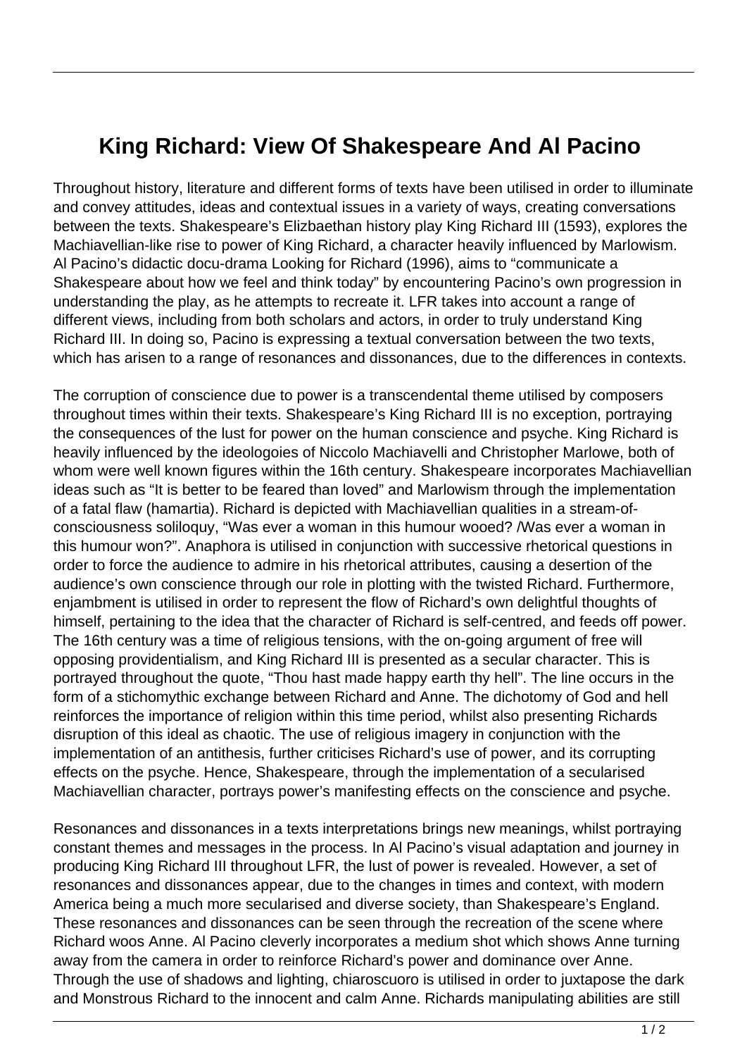# King Richard: View Of Shakespeare And Al Pacino

Throughout history, literature and different forms of texts have been utilised in order to illuminate and convey attitudes, ideas and contextual issues in a variety of ways, creating conversations between the texts. Shakespeare's Elizbaethan history play King Richard III (1593), explores the Machiavellian-like rise to power of King Richard, a character heavily influenced by Marlowism. Al Pacino's didactic docu-drama Looking for Richard (1996), aims to "communicate a Shakespeare about how we feel and think today" by encountering Pacino's own progression in understanding the play, as he attempts to recreate it. LFR takes into account a range of different views, including from both scholars and actors, in order to truly understand King Richard III. In doing so, Pacino is expressing a textual conversation between the two texts, which has arisen to a range of resonances and dissonances, due to the differences in contexts.

The corruption of conscience due to power is a transcendental theme utilised by composers throughout times within their texts. Shakespeare's King Richard III is no exception, portraying the consequences of the lust for power on the human conscience and psyche. King Richard is heavily influenced by the ideologoies of Niccolo Machiavelli and Christopher Marlowe, both of whom were well known figures within the 16th century. Shakespeare incorporates Machiavellian ideas such as "It is better to be feared than loved" and Marlowism through the implementation of a fatal flaw (hamartia). Richard is depicted with Machiavellian qualities in a stream-of-consciousness soliloquy, "Was ever a woman in this humour wooed? /Was ever a woman in this humour won?". Anaphora is utilised in conjunction with successive rhetorical questions in order to force the audience to admire in his rhetorical attributes, causing a desertion of the audience's own conscience through our role in plotting with the twisted Richard. Furthermore, enjambment is utilised in order to represent the flow of Richard's own delightful thoughts of himself, pertaining to the idea that the character of Richard is self-centred, and feeds off power. The 16th century was a time of religious tensions, with the on-going argument of free will opposing providentialism, and King Richard III is presented as a secular character. This is portrayed throughout the quote, "Thou hast made happy earth thy hell". The line occurs in the form of a stichomythic exchange between Richard and Anne. The dichotomy of God and hell reinforces the importance of religion within this time period, whilst also presenting Richards disruption of this ideal as chaotic. The use of religious imagery in conjunction with the implementation of an antithesis, further criticises Richard's use of power, and its corrupting effects on the psyche. Hence, Shakespeare, through the implementation of a secularised Machiavellian character, portrays power's manifesting effects on the conscience and psyche.

Resonances and dissonances in a texts interpretations brings new meanings, whilst portraying constant themes and messages in the process. In Al Pacino's visual adaptation and journey in producing King Richard III throughout LFR, the lust of power is revealed. However, a set of resonances and dissonances appear, due to the changes in times and context, with modern America being a much more secularised and diverse society, than Shakespeare's England. These resonances and dissonances can be seen through the recreation of the scene where Richard woos Anne. Al Pacino cleverly incorporates a medium shot which shows Anne turning away from the camera in order to reinforce Richard's power and dominance over Anne. Through the use of shadows and lighting, chiaroscuro is utilised in order to juxtapose the dark and Monstrous Richard to the innocent and calm Anne. Richards manipulating abilities are still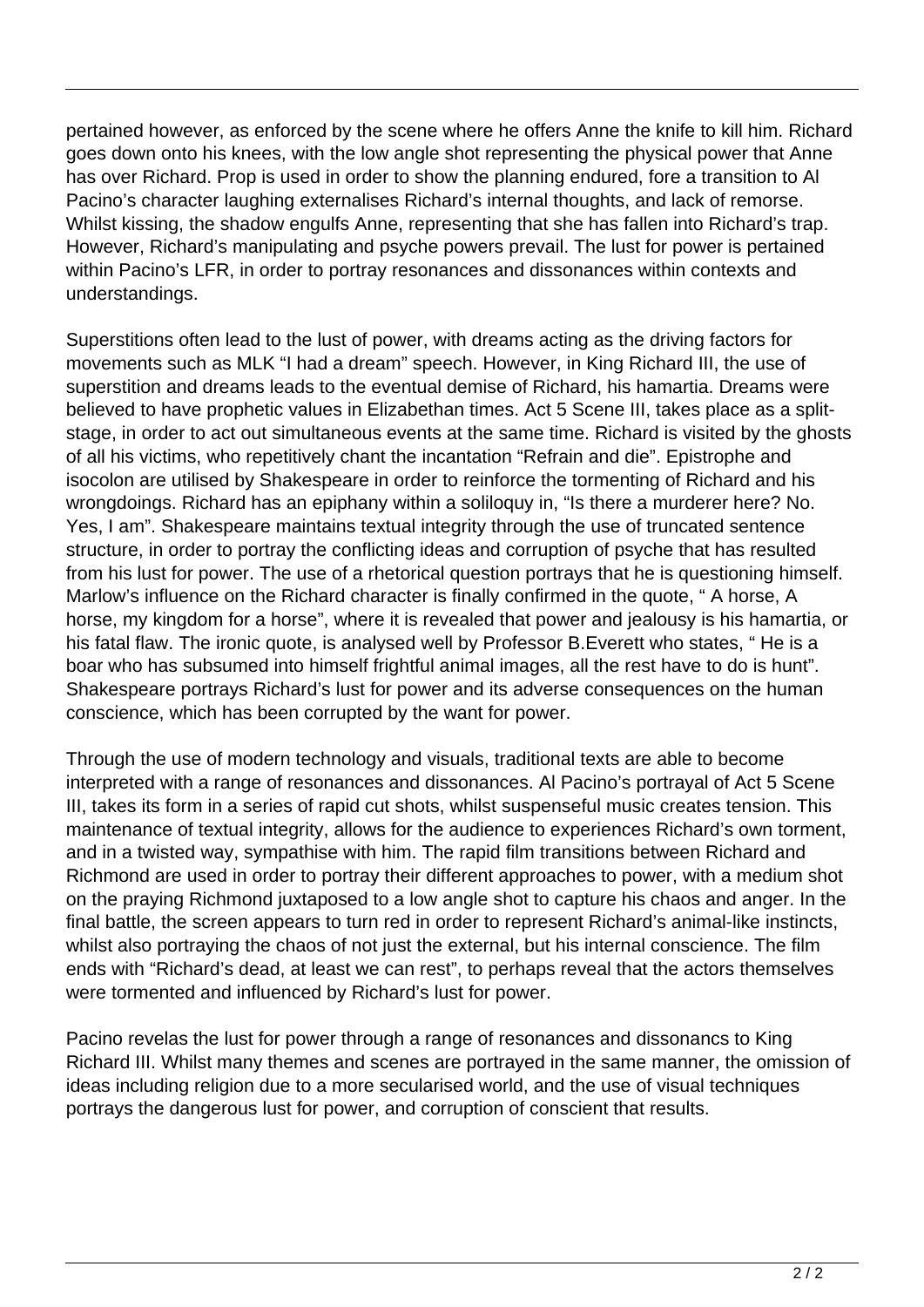pertained however, as enforced by the scene where he offers Anne the knife to kill him. Richard goes down onto his knees, with the low angle shot representing the physical power that Anne has over Richard. Prop is used in order to show the planning endured, fore a transition to Al Pacino's character laughing externalises Richard's internal thoughts, and lack of remorse. Whilst kissing, the shadow engulfs Anne, representing that she has fallen into Richard's trap. However, Richard's manipulating and psyche powers prevail. The lust for power is pertained within Pacino's LFR, in order to portray resonances and dissonances within contexts and understandings.

Superstitions often lead to the lust of power, with dreams acting as the driving factors for movements such as MLK "I had a dream" speech. However, in King Richard III, the use of superstition and dreams leads to the eventual demise of Richard, his hamartia. Dreams were believed to have prophetic values in Elizabethan times. Act 5 Scene III, takes place as a split-stage, in order to act out simultaneous events at the same time. Richard is visited by the ghosts of all his victims, who repetitively chant the incantation "Refrain and die". Epistrophe and isocolon are utilised by Shakespeare in order to reinforce the tormenting of Richard and his wrongdoings. Richard has an epiphany within a soliloquy in, "Is there a murderer here? No. Yes, I am". Shakespeare maintains textual integrity through the use of truncated sentence structure, in order to portray the conflicting ideas and corruption of psyche that has resulted from his lust for power. The use of a rhetorical question portrays that he is questioning himself. Marlow's influence on the Richard character is finally confirmed in the quote, " A horse, A horse, my kingdom for a horse", where it is revealed that power and jealousy is his hamartia, or his fatal flaw. The ironic quote, is analysed well by Professor B.Everett who states, " He is a boar who has subsumed into himself frightful animal images, all the rest have to do is hunt". Shakespeare portrays Richard's lust for power and its adverse consequences on the human conscience, which has been corrupted by the want for power.

Through the use of modern technology and visuals, traditional texts are able to become interpreted with a range of resonances and dissonances. Al Pacino's portrayal of Act 5 Scene III, takes its form in a series of rapid cut shots, whilst suspenseful music creates tension. This maintenance of textual integrity, allows for the audience to experiences Richard's own torment, and in a twisted way, sympathise with him. The rapid film transitions between Richard and Richmond are used in order to portray their different approaches to power, with a medium shot on the praying Richmond juxtaposed to a low angle shot to capture his chaos and anger. In the final battle, the screen appears to turn red in order to represent Richard's animal-like instincts, whilst also portraying the chaos of not just the external, but his internal conscience. The film ends with "Richard's dead, at least we can rest", to perhaps reveal that the actors themselves were tormented and influenced by Richard's lust for power.

Pacino revelas the lust for power through a range of resonances and dissonancs to King Richard III. Whilst many themes and scenes are portrayed in the same manner, the omission of ideas including religion due to a more secularised world, and the use of visual techniques portrays the dangerous lust for power, and corruption of conscient that results.